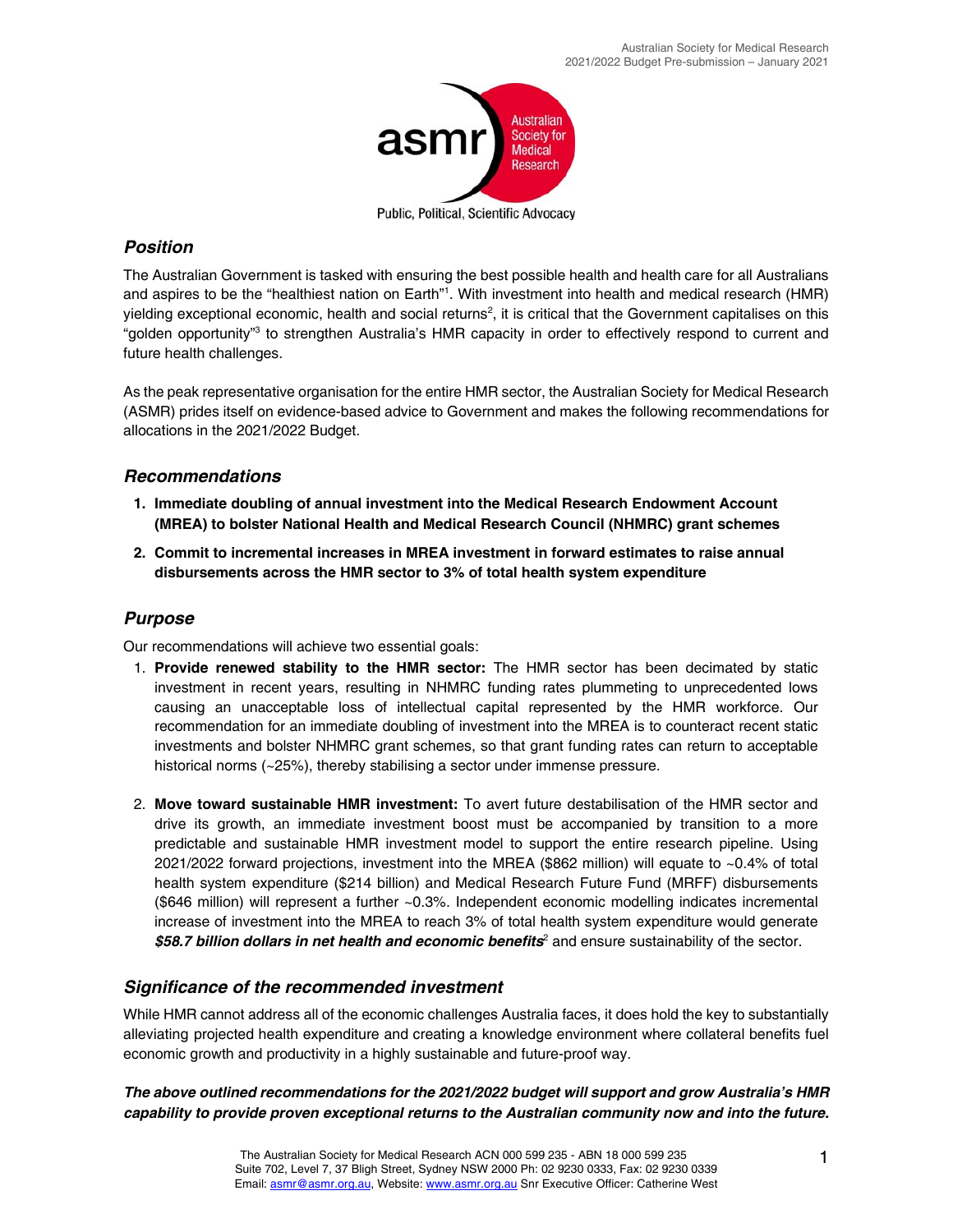## Position

The Australian Government is tasked with ensuring the best possible health and health care for all Australians and aspires to be the "healthiest nation on Earth"[1]. With investment into health and medical research (HMR) yielding exceptional economic, health and social returns[2], it is critical that the Government capitalises on this "golden opportunity"[3] to strengthen Australia's HMR capacity in order to effectively respond to current and future health challenges.

As the peak representative organisation for the entire HMR sector, the Australian Society for Medical Research (ASMR) prides itself on evidence-based advice to Government and makes the following recommendations for allocations in the 2021/2022 Budget.

## Recommendations

1. **Immediate doubling of annual investment into the Medical Research Endowment Account (MREA) to bolster National Health and Medical Research Council (NHMRC) grant schemes**
2. **Commit to incremental increases in MREA investment in forward estimates to raise annual disbursements across the HMR sector to 3% of total health system expenditure**

## Purpose

Our recommendations will achieve two essential goals:

1. **Provide renewed stability to the HMR sector:** The HMR sector has been decimated by static investment in recent years, resulting in NHMRC funding rates plummeting to unprecedented lows causing an unacceptable loss of intellectual capital represented by the HMR workforce. Our recommendation for an immediate doubling of investment into the MREA is to counteract recent static investments and bolster NHMRC grant schemes, so that grant funding rates can return to acceptable historical norms (~25%), thereby stabilising a sector under immense pressure.

2. **Move toward sustainable HMR investment:** To avert future destabilisation of the HMR sector and drive its growth, an immediate investment boost must be accompanied by transition to a more predictable and sustainable HMR investment model to support the entire research pipeline. Using 2021/2022 forward projections, investment into the MREA ($862 million) will equate to ~0.4% of total health system expenditure ($214 billion) and Medical Research Future Fund (MRFF) disbursements ($646 million) will represent a further ~0.3%. Independent economic modelling indicates incremental increase of investment into the MREA to reach 3% of total health system expenditure would generate ***$58.7 billion dollars in net health and economic benefits***[2] and ensure sustainability of the sector.

## Significance of the recommended investment

While HMR cannot address all of the economic challenges Australia faces, it does hold the key to substantially alleviating projected health expenditure and creating a knowledge environment where collateral benefits fuel economic growth and productivity in a highly sustainable and future-proof way.

***The above outlined recommendations for the 2021/2022 budget will support and grow Australia's HMR capability to provide proven exceptional returns to the Australian community now and into the future.***

The Australian Society for Medical Research ACN 000 599 235 - ABN 18 000 599 235
Suite 702, Level 7, 37 Bligh Street, Sydney NSW 2000 Ph: 02 9230 0333, Fax: 02 9230 0339
Email: asmr@asmr.org.au, Website: www.asmr.org.au Snr Executive Officer: Catherine West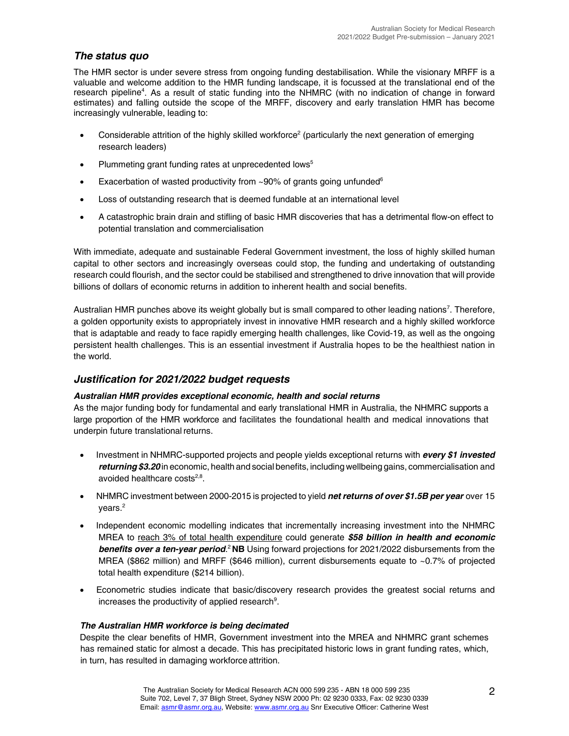## *The status quo*

The HMR sector is under severe stress from ongoing funding destabilisation. While the visionary MRFF is a valuable and welcome addition to the HMR funding landscape, it is focussed at the translational end of the research pipeline[4]. As a result of static funding into the NHMRC (with no indication of change in forward estimates) and falling outside the scope of the MRFF, discovery and early translation HMR has become increasingly vulnerable, leading to:

- Considerable attrition of the highly skilled workforce[2] (particularly the next generation of emerging research leaders)
- Plummeting grant funding rates at unprecedented lows[5]
- Exacerbation of wasted productivity from ~90% of grants going unfunded[6]
- Loss of outstanding research that is deemed fundable at an international level
- A catastrophic brain drain and stifling of basic HMR discoveries that has a detrimental flow-on effect to potential translation and commercialisation

With immediate, adequate and sustainable Federal Government investment, the loss of highly skilled human capital to other sectors and increasingly overseas could stop, the funding and undertaking of outstanding research could flourish, and the sector could be stabilised and strengthened to drive innovation that will provide billions of dollars of economic returns in addition to inherent health and social benefits.

Australian HMR punches above its weight globally but is small compared to other leading nations[7]. Therefore, a golden opportunity exists to appropriately invest in innovative HMR research and a highly skilled workforce that is adaptable and ready to face rapidly emerging health challenges, like Covid-19, as well as the ongoing persistent health challenges. This is an essential investment if Australia hopes to be the healthiest nation in the world.

## *Justification for 2021/2022 budget requests*

### *Australian HMR provides exceptional economic, health and social returns*

As the major funding body for fundamental and early translational HMR in Australia, the NHMRC supports a large proportion of the HMR workforce and facilitates the foundational health and medical innovations that underpin future translational returns.

- Investment in NHMRC-supported projects and people yields exceptional returns with ***every $1 invested returning $3.20*** in economic, health and social benefits, including wellbeing gains, commercialisation and avoided healthcare costs[2,8].
- NHMRC investment between 2000-2015 is projected to yield ***net returns of over $1.5B per year*** over 15 years.[2]
- Independent economic modelling indicates that incrementally increasing investment into the NHMRC MREA to reach 3% of total health expenditure could generate ***$58 billion in health and economic benefits over a ten-year period***.[2] **NB** Using forward projections for 2021/2022 disbursements from the MREA ($862 million) and MRFF ($646 million), current disbursements equate to ~0.7% of projected total health expenditure ($214 billion).
- Econometric studies indicate that basic/discovery research provides the greatest social returns and increases the productivity of applied research[9].

### *The Australian HMR workforce is being decimated*

Despite the clear benefits of HMR, Government investment into the MREA and NHMRC grant schemes has remained static for almost a decade. This has precipitated historic lows in grant funding rates, which, in turn, has resulted in damaging workforce attrition.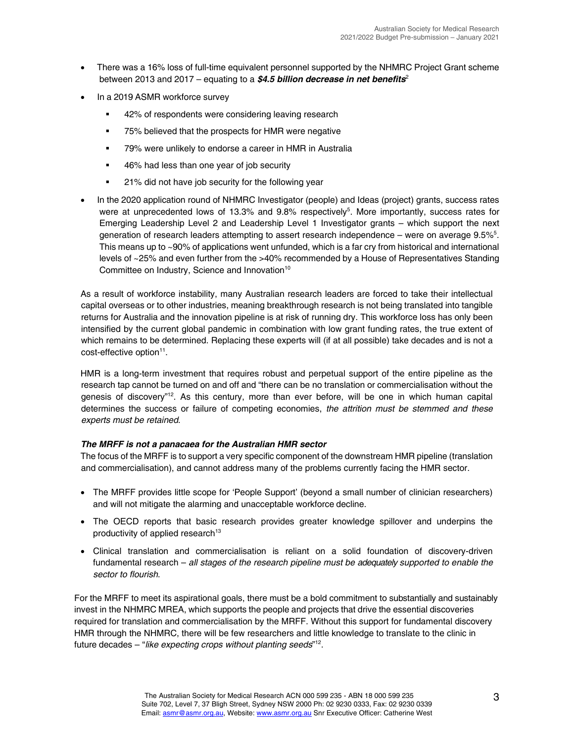- There was a 16% loss of full-time equivalent personnel supported by the NHMRC Project Grant scheme between 2013 and 2017 – equating to a ***$4.5 billion decrease in net benefits***[2]
- In a 2019 ASMR workforce survey
  - 42% of respondents were considering leaving research
  - 75% believed that the prospects for HMR were negative
  - 79% were unlikely to endorse a career in HMR in Australia
  - 46% had less than one year of job security
  - 21% did not have job security for the following year
- In the 2020 application round of NHMRC Investigator (people) and Ideas (project) grants, success rates were at unprecedented lows of 13.3% and 9.8% respectively[5]. More importantly, success rates for Emerging Leadership Level 2 and Leadership Level 1 Investigator grants – which support the next generation of research leaders attempting to assert research independence – were on average 9.5%[5]. This means up to ~90% of applications went unfunded, which is a far cry from historical and international levels of ~25% and even further from the >40% recommended by a House of Representatives Standing Committee on Industry, Science and Innovation[10]

As a result of workforce instability, many Australian research leaders are forced to take their intellectual capital overseas or to other industries, meaning breakthrough research is not being translated into tangible returns for Australia and the innovation pipeline is at risk of running dry. This workforce loss has only been intensified by the current global pandemic in combination with low grant funding rates, the true extent of which remains to be determined. Replacing these experts will (if at all possible) take decades and is not a cost-effective option[11].

HMR is a long-term investment that requires robust and perpetual support of the entire pipeline as the research tap cannot be turned on and off and "there can be no translation or commercialisation without the genesis of discovery"[12]. As this century, more than ever before, will be one in which human capital determines the success or failure of competing economies, *the attrition must be stemmed and these experts must be retained*.

***The MRFF is not a panacaea for the Australian HMR sector***

The focus of the MRFF is to support a very specific component of the downstream HMR pipeline (translation and commercialisation), and cannot address many of the problems currently facing the HMR sector.

- The MRFF provides little scope for 'People Support' (beyond a small number of clinician researchers) and will not mitigate the alarming and unacceptable workforce decline.
- The OECD reports that basic research provides greater knowledge spillover and underpins the productivity of applied research[13]
- Clinical translation and commercialisation is reliant on a solid foundation of discovery-driven fundamental research – *all stages of the research pipeline must be adequately supported to enable the sector to flourish*.

For the MRFF to meet its aspirational goals, there must be a bold commitment to substantially and sustainably invest in the NHMRC MREA, which supports the people and projects that drive the essential discoveries required for translation and commercialisation by the MRFF. Without this support for fundamental discovery HMR through the NHMRC, there will be few researchers and little knowledge to translate to the clinic in future decades – "*like expecting crops without planting seeds*"[12].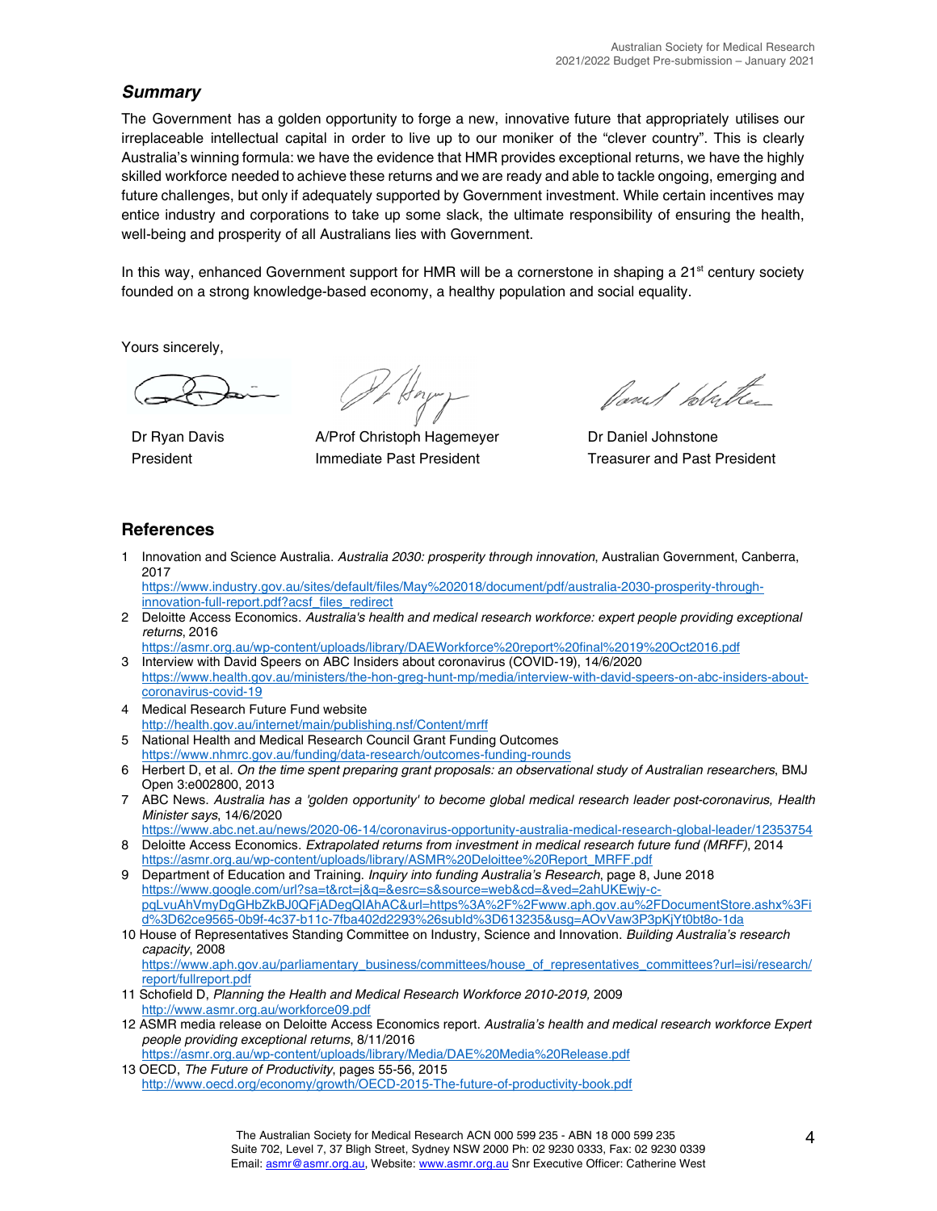### *Summary*

The Government has a golden opportunity to forge a new, innovative future that appropriately utilises our irreplaceable intellectual capital in order to live up to our moniker of the "clever country". This is clearly Australia's winning formula: we have the evidence that HMR provides exceptional returns, we have the highly skilled workforce needed to achieve these returns and we are ready and able to tackle ongoing, emerging and future challenges, but only if adequately supported by Government investment. While certain incentives may entice industry and corporations to take up some slack, the ultimate responsibility of ensuring the health, well-being and prosperity of all Australians lies with Government.

In this way, enhanced Government support for HMR will be a cornerstone in shaping a 21st century society founded on a strong knowledge-based economy, a healthy population and social equality.

Yours sincerely,

Dr Ryan Davis
President

A/Prof Christoph Hagemeyer
Immediate Past President

Dr Daniel Johnstone
Treasurer and Past President

## References

1. Innovation and Science Australia. *Australia 2030: prosperity through innovation*, Australian Government, Canberra, 2017
   https://www.industry.gov.au/sites/default/files/May%202018/document/pdf/australia-2030-prosperity-through-innovation-full-report.pdf?acsf_files_redirect
2. Deloitte Access Economics. *Australia's health and medical research workforce: expert people providing exceptional returns*, 2016
   https://asmr.org.au/wp-content/uploads/library/DAEWorkforce%20report%20final%2019%20Oct2016.pdf
3. Interview with David Speers on ABC Insiders about coronavirus (COVID-19), 14/6/2020
   https://www.health.gov.au/ministers/the-hon-greg-hunt-mp/media/interview-with-david-speers-on-abc-insiders-about-coronavirus-covid-19
4. Medical Research Future Fund website
   http://health.gov.au/internet/main/publishing.nsf/Content/mrff
5. National Health and Medical Research Council Grant Funding Outcomes
   https://www.nhmrc.gov.au/funding/data-research/outcomes-funding-rounds
6. Herbert D, et al. *On the time spent preparing grant proposals: an observational study of Australian researchers*, BMJ Open 3:e002800, 2013
7. ABC News. *Australia has a 'golden opportunity' to become global medical research leader post-coronavirus, Health Minister says*, 14/6/2020
   https://www.abc.net.au/news/2020-06-14/coronavirus-opportunity-australia-medical-research-global-leader/12353754
8. Deloitte Access Economics. *Extrapolated returns from investment in medical research future fund (MRFF)*, 2014
   https://asmr.org.au/wp-content/uploads/library/ASMR%20Deloittee%20Report_MRFF.pdf
9. Department of Education and Training. *Inquiry into funding Australia's Research*, page 8, June 2018
   https://www.google.com/url?sa=t&rct=j&q=&esrc=s&source=web&cd=&ved=2ahUKEwjy-c-pqLvuAhVmyDgGHbZkBJ0QFjADegQIAhAC&url=https%3A%2F%2Fwww.aph.gov.au%2FDocumentStore.ashx%3Fid%3D62ce9565-0b9f-4c37-b11c-7fba402d2293%26subId%3D613235&usg=AOvVaw3P3pKjYt0bt8o-1da
10. House of Representatives Standing Committee on Industry, Science and Innovation. *Building Australia's research capacity*, 2008
    https://www.aph.gov.au/parliamentary_business/committees/house_of_representatives_committees?url=isi/research/report/fullreport.pdf
11. Schofield D, *Planning the Health and Medical Research Workforce 2010-2019,* 2009
    http://www.asmr.org.au/workforce09.pdf
12. ASMR media release on Deloitte Access Economics report. *Australia's health and medical research workforce Expert people providing exceptional returns*, 8/11/2016
    https://asmr.org.au/wp-content/uploads/library/Media/DAE%20Media%20Release.pdf
13. OECD, *The Future of Productivity*, pages 55-56, 2015
    http://www.oecd.org/economy/growth/OECD-2015-The-future-of-productivity-book.pdf

The Australian Society for Medical Research ACN 000 599 235 - ABN 18 000 599 235
Suite 702, Level 7, 37 Bligh Street, Sydney NSW 2000 Ph: 02 9230 0333, Fax: 02 9230 0339
Email: asmr@asmr.org.au, Website: www.asmr.org.au Snr Executive Officer: Catherine West